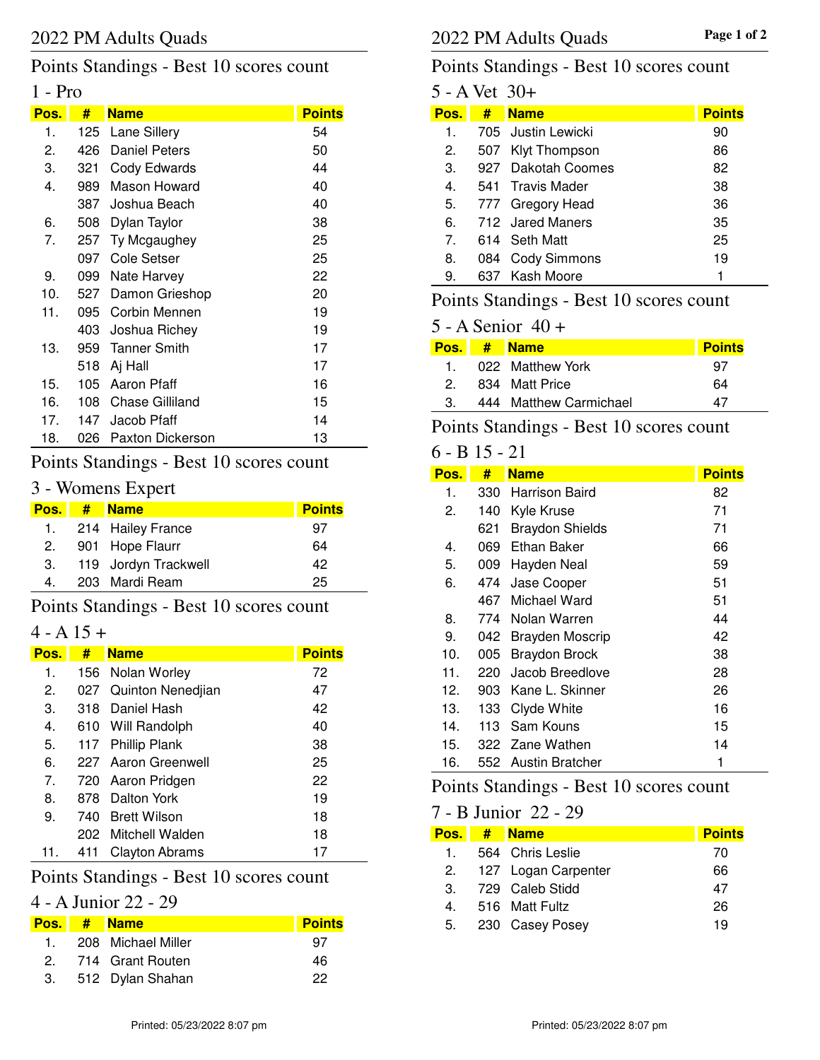# 2022 PM Adults Quads

## Points Standings - Best 10 scores count

### 1 - Pro

| Pos. | # | Name | Points |
|---|---|---|---|
| 1. | 125 | Lane Sillery | 54 |
| 2. | 426 | Daniel Peters | 50 |
| 3. | 321 | Cody Edwards | 44 |
| 4. | 989 | Mason Howard | 40 |
| | 387 | Joshua Beach | 40 |
| 6. | 508 | Dylan Taylor | 38 |
| 7. | 257 | Ty Mcgaughey | 25 |
| | 097 | Cole Setser | 25 |
| 9. | 099 | Nate Harvey | 22 |
| 10. | 527 | Damon Grieshop | 20 |
| 11. | 095 | Corbin Mennen | 19 |
| | 403 | Joshua Richey | 19 |
| 13. | 959 | Tanner Smith | 17 |
| | 518 | Aj Hall | 17 |
| 15. | 105 | Aaron Pfaff | 16 |
| 16. | 108 | Chase Gilliland | 15 |
| 17. | 147 | Jacob Pfaff | 14 |
| 18. | 026 | Paxton Dickerson | 13 |

## Points Standings - Best 10 scores count

### 3 - Womens Expert

| Pos. | # | Name | Points |
|---|---|---|---|
| 1. | 214 | Hailey France | 97 |
| 2. | 901 | Hope Flaurr | 64 |
| 3. | 119 | Jordyn Trackwell | 42 |
| 4. | 203 | Mardi Ream | 25 |

## Points Standings - Best 10 scores count

### 4 - A 15 +

| Pos. | # | Name | Points |
|---|---|---|---|
| 1. | 156 | Nolan Worley | 72 |
| 2. | 027 | Quinton Nenedjian | 47 |
| 3. | 318 | Daniel Hash | 42 |
| 4. | 610 | Will Randolph | 40 |
| 5. | 117 | Phillip Plank | 38 |
| 6. | 227 | Aaron Greenwell | 25 |
| 7. | 720 | Aaron Pridgen | 22 |
| 8. | 878 | Dalton York | 19 |
| 9. | 740 | Brett Wilson | 18 |
| | 202 | Mitchell Walden | 18 |
| 11. | 411 | Clayton Abrams | 17 |

## Points Standings - Best 10 scores count

### 4 - A Junior 22 - 29

| Pos. | # | Name | Points |
|---|---|---|---|
| 1. | 208 | Michael Miller | 97 |
| 2. | 714 | Grant Routen | 46 |
| 3. | 512 | Dylan Shahan | 22 |

## Points Standings - Best 10 scores count

### 5 - A Vet 30+

| Pos. | # | Name | Points |
|---|---|---|---|
| 1. | 705 | Justin Lewicki | 90 |
| 2. | 507 | Klyt Thompson | 86 |
| 3. | 927 | Dakotah Coomes | 82 |
| 4. | 541 | Travis Mader | 38 |
| 5. | 777 | Gregory Head | 36 |
| 6. | 712 | Jared Maners | 35 |
| 7. | 614 | Seth Matt | 25 |
| 8. | 084 | Cody Simmons | 19 |
| 9. | 637 | Kash Moore | 1 |

## Points Standings - Best 10 scores count

### 5 - A Senior 40 +

| Pos. | # | Name | Points |
|---|---|---|---|
| 1. | 022 | Matthew York | 97 |
| 2. | 834 | Matt Price | 64 |
| 3. | 444 | Matthew Carmichael | 47 |

## Points Standings - Best 10 scores count

### 6 - B 15 - 21

| Pos. | # | Name | Points |
|---|---|---|---|
| 1. | 330 | Harrison Baird | 82 |
| 2. | 140 | Kyle Kruse | 71 |
| | 621 | Braydon Shields | 71 |
| 4. | 069 | Ethan Baker | 66 |
| 5. | 009 | Hayden Neal | 59 |
| 6. | 474 | Jase Cooper | 51 |
| | 467 | Michael Ward | 51 |
| 8. | 774 | Nolan Warren | 44 |
| 9. | 042 | Brayden Moscrip | 42 |
| 10. | 005 | Braydon Brock | 38 |
| 11. | 220 | Jacob Breedlove | 28 |
| 12. | 903 | Kane L. Skinner | 26 |
| 13. | 133 | Clyde White | 16 |
| 14. | 113 | Sam Kouns | 15 |
| 15. | 322 | Zane Wathen | 14 |
| 16. | 552 | Austin Bratcher | 1 |

## Points Standings - Best 10 scores count

### 7 - B Junior 22 - 29

| Pos. | # | Name | Points |
|---|---|---|---|
| 1. | 564 | Chris Leslie | 70 |
| 2. | 127 | Logan Carpenter | 66 |
| 3. | 729 | Caleb Stidd | 47 |
| 4. | 516 | Matt Fultz | 26 |
| 5. | 230 | Casey Posey | 19 |

Printed: 05/23/2022 8:07 pm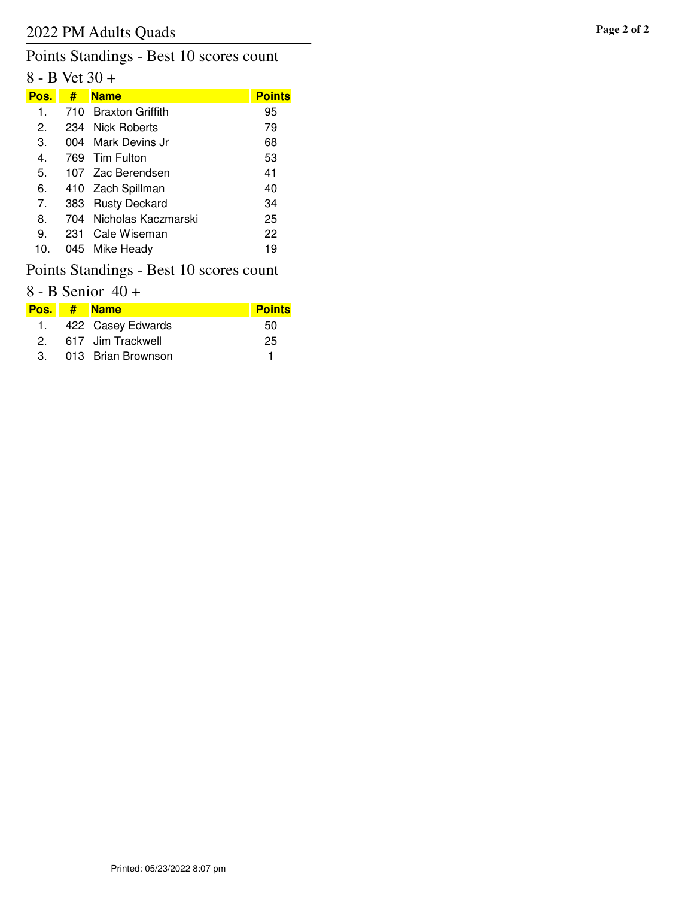## Points Standings - Best 10 scores count

### 8 - B Vet 30 +

| Pos. | # | Name | Points |
|---|---|---|---|
| 1. | 710 | Braxton Griffith | 95 |
| 2. | 234 | Nick Roberts | 79 |
| 3. | 004 | Mark Devins Jr | 68 |
| 4. | 769 | Tim Fulton | 53 |
| 5. | 107 | Zac Berendsen | 41 |
| 6. | 410 | Zach Spillman | 40 |
| 7. | 383 | Rusty Deckard | 34 |
| 8. | 704 | Nicholas Kaczmarski | 25 |
| 9. | 231 | Cale Wiseman | 22 |
| 10. | 045 | Mike Heady | 19 |

## Points Standings - Best 10 scores count

### 8 - B Senior 40 +

| Pos. | # | Name | Points |
|---|---|---|---|
| 1. | 422 | Casey Edwards | 50 |
| 2. | 617 | Jim Trackwell | 25 |
| 3. | 013 | Brian Brownson | 1 |

Printed: 05/23/2022 8:07 pm